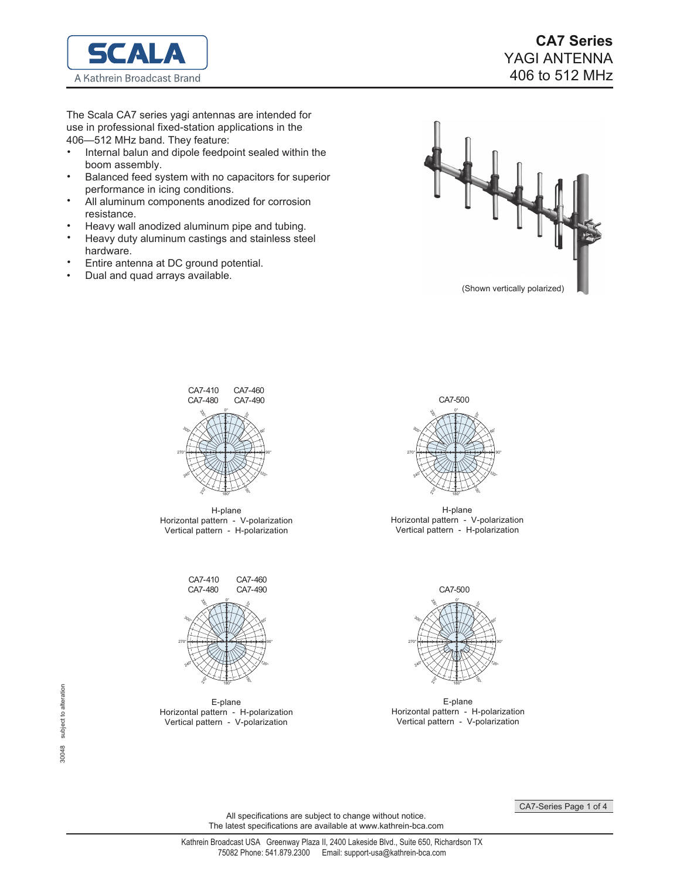# CA7 Series

## YAGI ANTENNA
## 406 to 512 MHz

The Scala CA7 series yagi antennas are intended for use in professional fixed-station applications in the 406—512 MHz band. They feature:

- Internal balun and dipole feedpoint sealed within the boom assembly.
- Balanced feed system with no capacitors for superior performance in icing conditions.
- All aluminum components anodized for corrosion resistance.
- Heavy wall anodized aluminum pipe and tubing.
- Heavy duty aluminum castings and stainless steel hardware.
- Entire antenna at DC ground potential.
- Dual and quad arrays available.

(Shown vertically polarized)

CA7-410 CA7-460
CA7-480 CA7-490

H-plane
Horizontal pattern - V-polarization
Vertical pattern - H-polarization

CA7-500

H-plane
Horizontal pattern - V-polarization
Vertical pattern - H-polarization

CA7-410 CA7-460
CA7-480 CA7-490

E-plane
Horizontal pattern - H-polarization
Vertical pattern - V-polarization

CA7-500

E-plane
Horizontal pattern - H-polarization
Vertical pattern - V-polarization

30048 subject to alteration

All specifications are subject to change without notice.
The latest specifications are available at www.kathrein-bca.com

Kathrein Broadcast USA Greenway Plaza II, 2400 Lakeside Blvd., Suite 650, Richardson TX 75082 Phone: 541.879.2300 Email: support-usa@kathrein-bca.com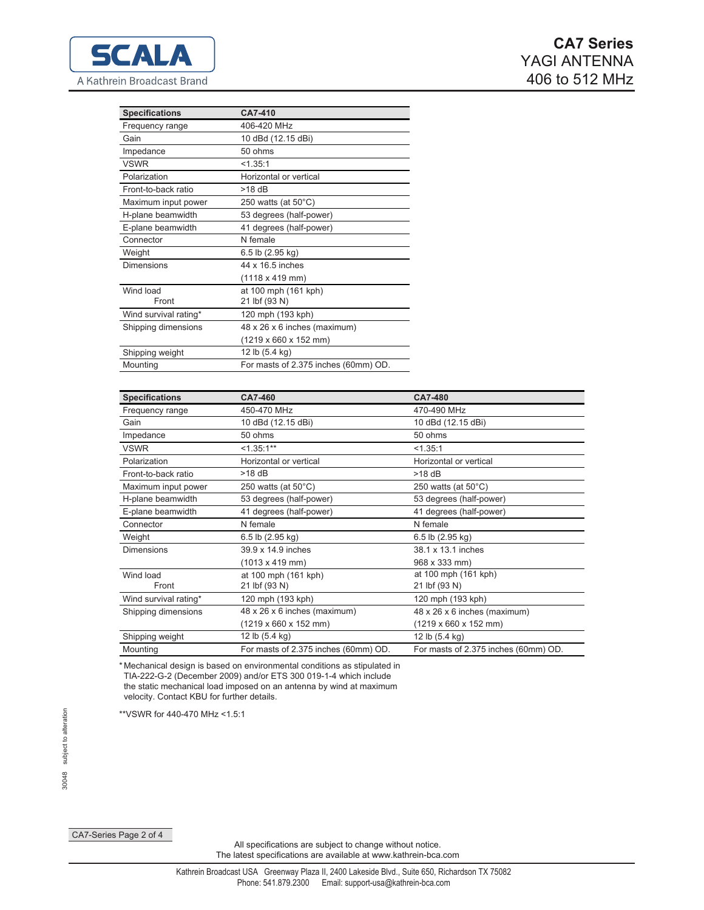# CA7 Series

YAGI ANTENNA
406 to 512 MHz

| Specifications | CA7-410 |
|---|---|
| Frequency range | 406-420 MHz |
| Gain | 10 dBd (12.15 dBi) |
| Impedance | 50 ohms |
| VSWR | <1.35:1 |
| Polarization | Horizontal or vertical |
| Front-to-back ratio | >18 dB |
| Maximum input power | 250 watts (at 50°C) |
| H-plane beamwidth | 53 degrees (half-power) |
| E-plane beamwidth | 41 degrees (half-power) |
| Connector | N female |
| Weight | 6.5 lb (2.95 kg) |
| Dimensions | 44 x 16.5 inches (1118 x 419 mm) |
| Wind load Front | at 100 mph (161 kph) 21 lbf (93 N) |
| Wind survival rating* | 120 mph (193 kph) |
| Shipping dimensions | 48 x 26 x 6 inches (maximum) (1219 x 660 x 152 mm) |
| Shipping weight | 12 lb (5.4 kg) |
| Mounting | For masts of 2.375 inches (60mm) OD. |

| Specifications | CA7-460 | CA7-480 |
|---|---|---|
| Frequency range | 450-470 MHz | 470-490 MHz |
| Gain | 10 dBd (12.15 dBi) | 10 dBd (12.15 dBi) |
| Impedance | 50 ohms | 50 ohms |
| VSWR | <1.35:1** | <1.35:1 |
| Polarization | Horizontal or vertical | Horizontal or vertical |
| Front-to-back ratio | >18 dB | >18 dB |
| Maximum input power | 250 watts (at 50°C) | 250 watts (at 50°C) |
| H-plane beamwidth | 53 degrees (half-power) | 53 degrees (half-power) |
| E-plane beamwidth | 41 degrees (half-power) | 41 degrees (half-power) |
| Connector | N female | N female |
| Weight | 6.5 lb (2.95 kg) | 6.5 lb (2.95 kg) |
| Dimensions | 39.9 x 14.9 inches (1013 x 419 mm) | 38.1 x 13.1 inches 968 x 333 mm) |
| Wind load Front | at 100 mph (161 kph) 21 lbf (93 N) | at 100 mph (161 kph) 21 lbf (93 N) |
| Wind survival rating* | 120 mph (193 kph) | 120 mph (193 kph) |
| Shipping dimensions | 48 x 26 x 6 inches (maximum) (1219 x 660 x 152 mm) | 48 x 26 x 6 inches (maximum) (1219 x 660 x 152 mm) |
| Shipping weight | 12 lb (5.4 kg) | 12 lb (5.4 kg) |
| Mounting | For masts of 2.375 inches (60mm) OD. | For masts of 2.375 inches (60mm) OD. |

* Mechanical design is based on environmental conditions as stipulated in TIA-222-G-2 (December 2009) and/or ETS 300 019-1-4 which include the static mechanical load imposed on an antenna by wind at maximum velocity. Contact KBU for further details.

**VSWR for 440-470 MHz <1.5:1

30048 subject to alteration

All specifications are subject to change without notice.
The latest specifications are available at www.kathrein-bca.com

Kathrein Broadcast USA Greenway Plaza II, 2400 Lakeside Blvd., Suite 650, Richardson TX 75082
Phone: 541.879.2300 Email: support-usa@kathrein-bca.com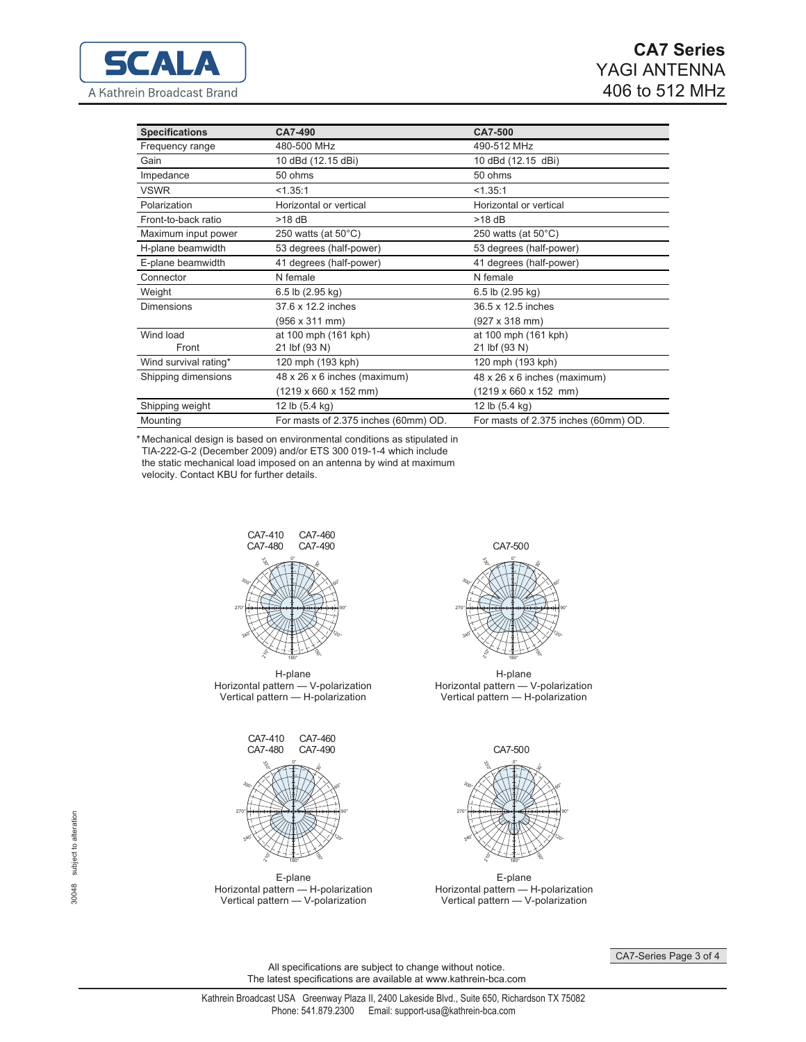# CA7 Series

YAGI ANTENNA
406 to 512 MHz

| Specifications | CA7-490 | CA7-500 |
|---|---|---|
| Frequency range | 480-500 MHz | 490-512 MHz |
| Gain | 10 dBd (12.15 dBi) | 10 dBd (12.15 dBi) |
| Impedance | 50 ohms | 50 ohms |
| VSWR | <1.35:1 | <1.35:1 |
| Polarization | Horizontal or vertical | Horizontal or vertical |
| Front-to-back ratio | >18 dB | >18 dB |
| Maximum input power | 250 watts (at 50°C) | 250 watts (at 50°C) |
| H-plane beamwidth | 53 degrees (half-power) | 53 degrees (half-power) |
| E-plane beamwidth | 41 degrees (half-power) | 41 degrees (half-power) |
| Connector | N female | N female |
| Weight | 6.5 lb (2.95 kg) | 6.5 lb (2.95 kg) |
| Dimensions | 37.6 x 12.2 inches (956 x 311 mm) | 36.5 x 12.5 inches (927 x 318 mm) |
| Wind load Front | at 100 mph (161 kph) 21 lbf (93 N) | at 100 mph (161 kph) 21 lbf (93 N) |
| Wind survival rating* | 120 mph (193 kph) | 120 mph (193 kph) |
| Shipping dimensions | 48 x 26 x 6 inches (maximum) (1219 x 660 x 152 mm) | 48 x 26 x 6 inches (maximum) (1219 x 660 x 152 mm) |
| Shipping weight | 12 lb (5.4 kg) | 12 lb (5.4 kg) |
| Mounting | For masts of 2.375 inches (60mm) OD. | For masts of 2.375 inches (60mm) OD. |

* Mechanical design is based on environmental conditions as stipulated in TIA-222-G-2 (December 2009) and/or ETS 300 019-1-4 which include the static mechanical load imposed on an antenna by wind at maximum velocity. Contact KBU for further details.

CA7-410 CA7-460 CA7-480 CA7-490

H-plane
Horizontal pattern — V-polarization
Vertical pattern — H-polarization

CA7-500

H-plane
Horizontal pattern — V-polarization
Vertical pattern — H-polarization

CA7-410 CA7-460 CA7-480 CA7-490

E-plane
Horizontal pattern — H-polarization
Vertical pattern — V-polarization

CA7-500

E-plane
Horizontal pattern — H-polarization
Vertical pattern — V-polarization

30048 subject to alteration

All specifications are subject to change without notice.
The latest specifications are available at www.kathrein-bca.com

Kathrein Broadcast USA Greenway Plaza II, 2400 Lakeside Blvd., Suite 650, Richardson TX 75082
Phone: 541.879.2300 Email: support-usa@kathrein-bca.com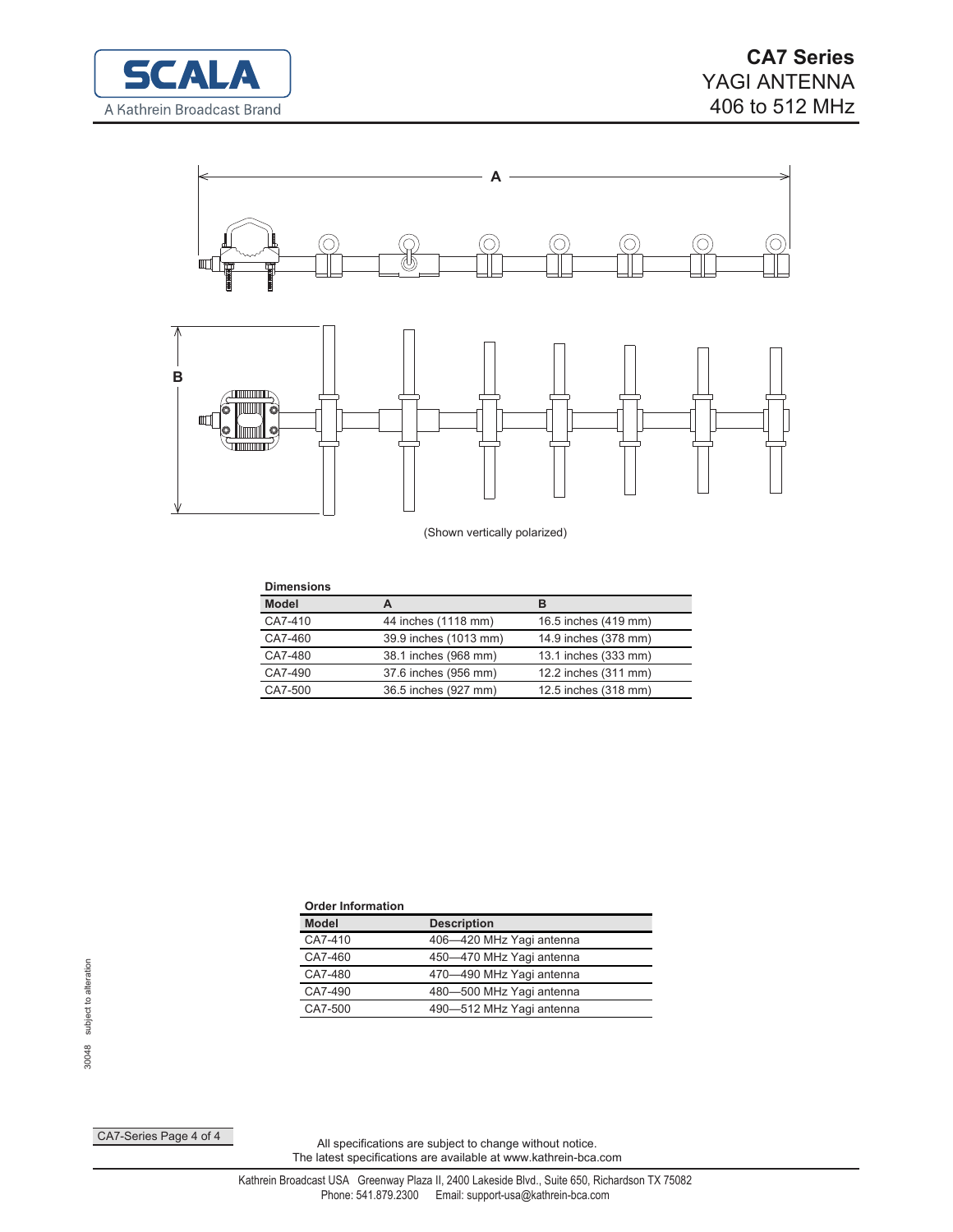# CA7 Series
YAGI ANTENNA
406 to 512 MHz

A

B

(Shown vertically polarized)

**Dimensions**

| Model | A | B |
|---|---|---|
| CA7-410 | 44 inches (1118 mm) | 16.5 inches (419 mm) |
| CA7-460 | 39.9 inches (1013 mm) | 14.9 inches (378 mm) |
| CA7-480 | 38.1 inches (968 mm) | 13.1 inches (333 mm) |
| CA7-490 | 37.6 inches (956 mm) | 12.2 inches (311 mm) |
| CA7-500 | 36.5 inches (927 mm) | 12.5 inches (318 mm) |

**Order Information**

| Model | Description |
|---|---|
| CA7-410 | 406—420 MHz Yagi antenna |
| CA7-460 | 450—470 MHz Yagi antenna |
| CA7-480 | 470—490 MHz Yagi antenna |
| CA7-490 | 480—500 MHz Yagi antenna |
| CA7-500 | 490—512 MHz Yagi antenna |

30048 subject to alteration

All specifications are subject to change without notice.
The latest specifications are available at www.kathrein-bca.com

Kathrein Broadcast USA Greenway Plaza II, 2400 Lakeside Blvd., Suite 650, Richardson TX 75082
Phone: 541.879.2300 Email: support-usa@kathrein-bca.com